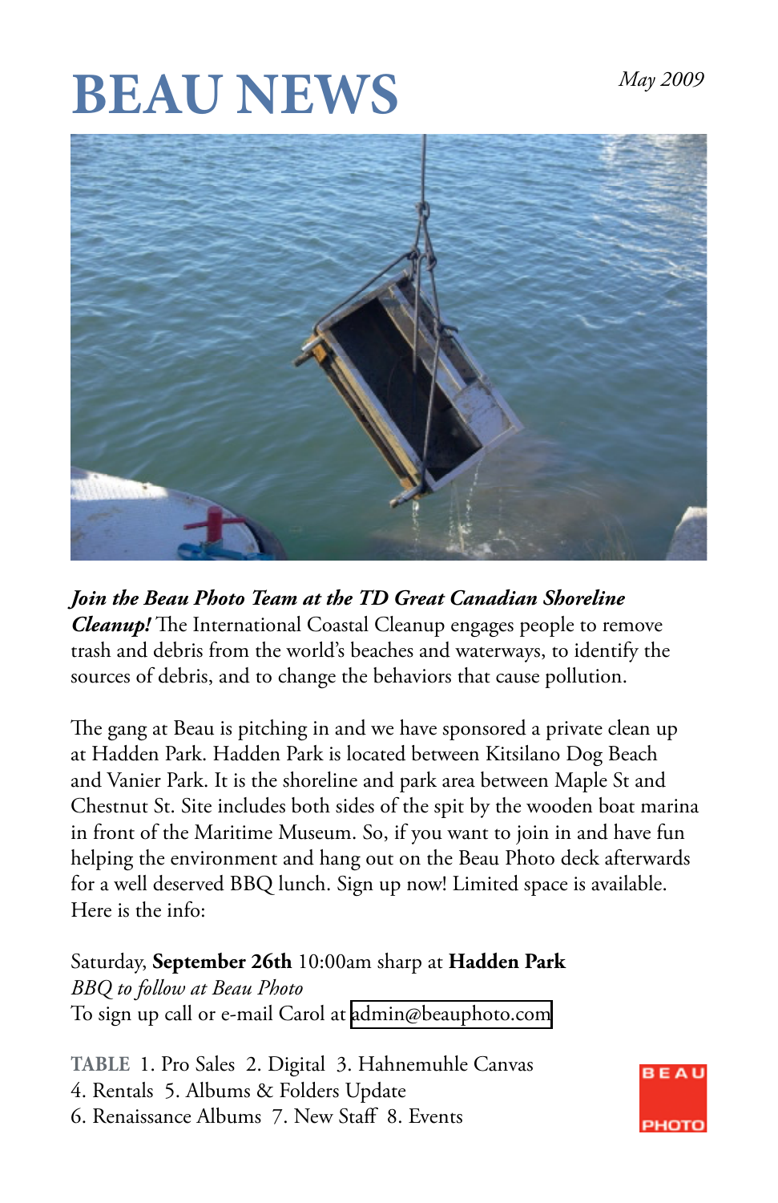# BEAU NEWS

*May 2009*

***Join the Beau Photo Team at the TD Great Canadian Shoreline Cleanup!*** The International Coastal Cleanup engages people to remove trash and debris from the world's beaches and waterways, to identify the sources of debris, and to change the behaviors that cause pollution.

The gang at Beau is pitching in and we have sponsored a private clean up at Hadden Park. Hadden Park is located between Kitsilano Dog Beach and Vanier Park. It is the shoreline and park area between Maple St and Chestnut St. Site includes both sides of the spit by the wooden boat marina in front of the Maritime Museum. So, if you want to join in and have fun helping the environment and hang out on the Beau Photo deck afterwards for a well deserved BBQ lunch. Sign up now! Limited space is available. Here is the info:

Saturday, **September 26th** 10:00am sharp at **Hadden Park**
*BBQ to follow at Beau Photo*
To sign up call or e-mail Carol at admin@beauphoto.com

**TABLE** 1. Pro Sales 2. Digital 3. Hahnemuhle Canvas
4. Rentals 5. Albums & Folders Update
6. Renaissance Albums 7. New Staff 8. Events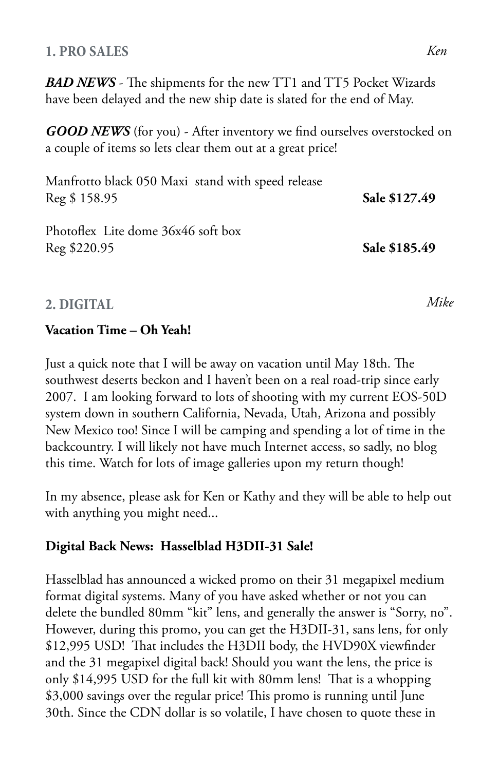## 1. PRO SALES

*Ken*

***BAD NEWS*** - The shipments for the new TT1 and TT5 Pocket Wizards have been delayed and the new ship date is slated for the end of May.

***GOOD NEWS*** (for you) - After inventory we find ourselves overstocked on a couple of items so lets clear them out at a great price!

Manfrotto black 050 Maxi stand with speed release
Reg $ 158.95 **Sale $127.49**

Photoflex Lite dome 36x46 soft box
Reg $220.95 **Sale $185.49**

## 2. DIGITAL

*Mike*

**Vacation Time – Oh Yeah!**

Just a quick note that I will be away on vacation until May 18th. The southwest deserts beckon and I haven't been on a real road-trip since early 2007. I am looking forward to lots of shooting with my current EOS-50D system down in southern California, Nevada, Utah, Arizona and possibly New Mexico too! Since I will be camping and spending a lot of time in the backcountry. I will likely not have much Internet access, so sadly, no blog this time. Watch for lots of image galleries upon my return though!

In my absence, please ask for Ken or Kathy and they will be able to help out with anything you might need...

**Digital Back News: Hasselblad H3DII-31 Sale!**

Hasselblad has announced a wicked promo on their 31 megapixel medium format digital systems. Many of you have asked whether or not you can delete the bundled 80mm "kit" lens, and generally the answer is "Sorry, no". However, during this promo, you can get the H3DII-31, sans lens, for only $12,995 USD! That includes the H3DII body, the HVD90X viewfinder and the 31 megapixel digital back! Should you want the lens, the price is only $14,995 USD for the full kit with 80mm lens! That is a whopping $3,000 savings over the regular price! This promo is running until June 30th. Since the CDN dollar is so volatile, I have chosen to quote these in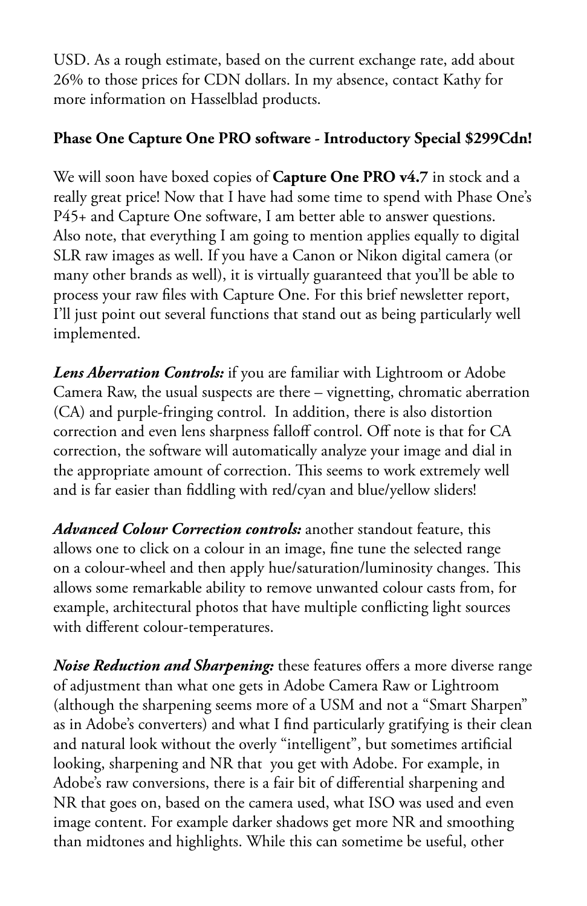USD. As a rough estimate, based on the current exchange rate, add about 26% to those prices for CDN dollars. In my absence, contact Kathy for more information on Hasselblad products.

**Phase One Capture One PRO software - Introductory Special $299Cdn!**

We will soon have boxed copies of **Capture One PRO v4.7** in stock and a really great price! Now that I have had some time to spend with Phase One's P45+ and Capture One software, I am better able to answer questions. Also note, that everything I am going to mention applies equally to digital SLR raw images as well. If you have a Canon or Nikon digital camera (or many other brands as well), it is virtually guaranteed that you'll be able to process your raw files with Capture One. For this brief newsletter report, I'll just point out several functions that stand out as being particularly well implemented.

***Lens Aberration Controls:*** if you are familiar with Lightroom or Adobe Camera Raw, the usual suspects are there – vignetting, chromatic aberration (CA) and purple-fringing control.  In addition, there is also distortion correction and even lens sharpness falloff control. Off note is that for CA correction, the software will automatically analyze your image and dial in the appropriate amount of correction. This seems to work extremely well and is far easier than fiddling with red/cyan and blue/yellow sliders!

***Advanced Colour Correction controls:*** another standout feature, this allows one to click on a colour in an image, fine tune the selected range on a colour-wheel and then apply hue/saturation/luminosity changes. This allows some remarkable ability to remove unwanted colour casts from, for example, architectural photos that have multiple conflicting light sources with different colour-temperatures.

***Noise Reduction and Sharpening:*** these features offers a more diverse range of adjustment than what one gets in Adobe Camera Raw or Lightroom (although the sharpening seems more of a USM and not a "Smart Sharpen" as in Adobe's converters) and what I find particularly gratifying is their clean and natural look without the overly "intelligent", but sometimes artificial looking, sharpening and NR that  you get with Adobe. For example, in Adobe's raw conversions, there is a fair bit of differential sharpening and NR that goes on, based on the camera used, what ISO was used and even image content. For example darker shadows get more NR and smoothing than midtones and highlights. While this can sometime be useful, other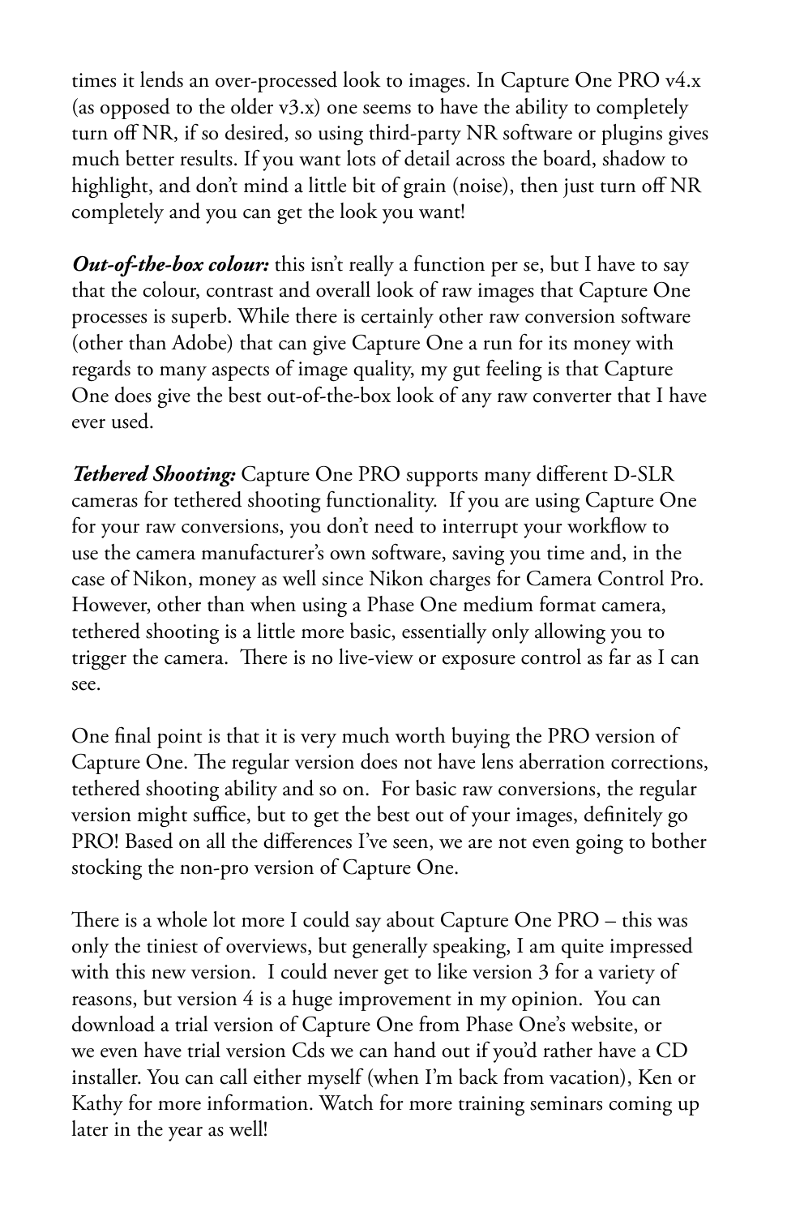times it lends an over-processed look to images. In Capture One PRO v4.x (as opposed to the older v3.x) one seems to have the ability to completely turn off NR, if so desired, so using third-party NR software or plugins gives much better results. If you want lots of detail across the board, shadow to highlight, and don't mind a little bit of grain (noise), then just turn off NR completely and you can get the look you want!

***Out-of-the-box colour:*** this isn't really a function per se, but I have to say that the colour, contrast and overall look of raw images that Capture One processes is superb. While there is certainly other raw conversion software (other than Adobe) that can give Capture One a run for its money with regards to many aspects of image quality, my gut feeling is that Capture One does give the best out-of-the-box look of any raw converter that I have ever used.

***Tethered Shooting:*** Capture One PRO supports many different D-SLR cameras for tethered shooting functionality. If you are using Capture One for your raw conversions, you don't need to interrupt your workflow to use the camera manufacturer's own software, saving you time and, in the case of Nikon, money as well since Nikon charges for Camera Control Pro. However, other than when using a Phase One medium format camera, tethered shooting is a little more basic, essentially only allowing you to trigger the camera. There is no live-view or exposure control as far as I can see.

One final point is that it is very much worth buying the PRO version of Capture One. The regular version does not have lens aberration corrections, tethered shooting ability and so on. For basic raw conversions, the regular version might suffice, but to get the best out of your images, definitely go PRO! Based on all the differences I've seen, we are not even going to bother stocking the non-pro version of Capture One.

There is a whole lot more I could say about Capture One PRO – this was only the tiniest of overviews, but generally speaking, I am quite impressed with this new version. I could never get to like version 3 for a variety of reasons, but version 4 is a huge improvement in my opinion. You can download a trial version of Capture One from Phase One's website, or we even have trial version Cds we can hand out if you'd rather have a CD installer. You can call either myself (when I'm back from vacation), Ken or Kathy for more information. Watch for more training seminars coming up later in the year as well!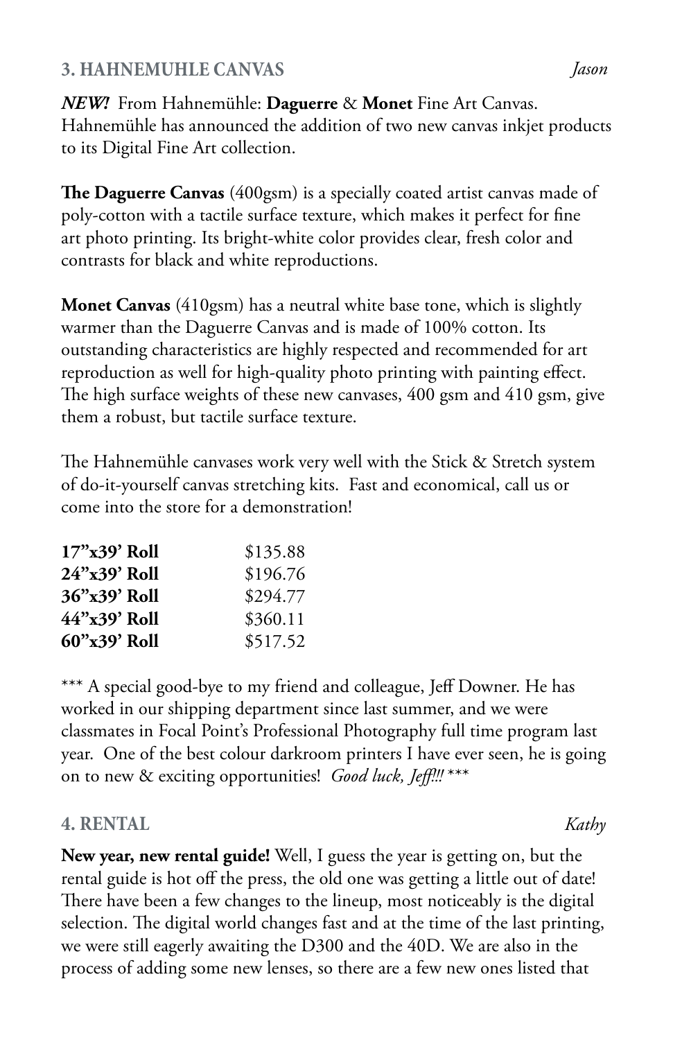## 3. HAHNEMUHLE CANVAS *Jason*

***NEW!*** From Hahnemühle: **Daguerre** & **Monet** Fine Art Canvas. Hahnemühle has announced the addition of two new canvas inkjet products to its Digital Fine Art collection.

**The Daguerre Canvas** (400gsm) is a specially coated artist canvas made of poly-cotton with a tactile surface texture, which makes it perfect for fine art photo printing. Its bright-white color provides clear, fresh color and contrasts for black and white reproductions.

**Monet Canvas** (410gsm) has a neutral white base tone, which is slightly warmer than the Daguerre Canvas and is made of 100% cotton. Its outstanding characteristics are highly respected and recommended for art reproduction as well for high-quality photo printing with painting effect. The high surface weights of these new canvases, 400 gsm and 410 gsm, give them a robust, but tactile surface texture.

The Hahnemühle canvases work very well with the Stick & Stretch system of do-it-yourself canvas stretching kits. Fast and economical, call us or come into the store for a demonstration!

| | |
|---|---|
| **17"x39' Roll** | $135.88 |
| **24"x39' Roll** | $196.76 |
| **36"x39' Roll** | $294.77 |
| **44"x39' Roll** | $360.11 |
| **60"x39' Roll** | $517.52 |

*** A special good-bye to my friend and colleague, Jeff Downer. He has worked in our shipping department since last summer, and we were classmates in Focal Point's Professional Photography full time program last year. One of the best colour darkroom printers I have ever seen, he is going on to new & exciting opportunities! *Good luck, Jeff!!!* ***

## 4. RENTAL *Kathy*

**New year, new rental guide!** Well, I guess the year is getting on, but the rental guide is hot off the press, the old one was getting a little out of date! There have been a few changes to the lineup, most noticeably is the digital selection. The digital world changes fast and at the time of the last printing, we were still eagerly awaiting the D300 and the 40D. We are also in the process of adding some new lenses, so there are a few new ones listed that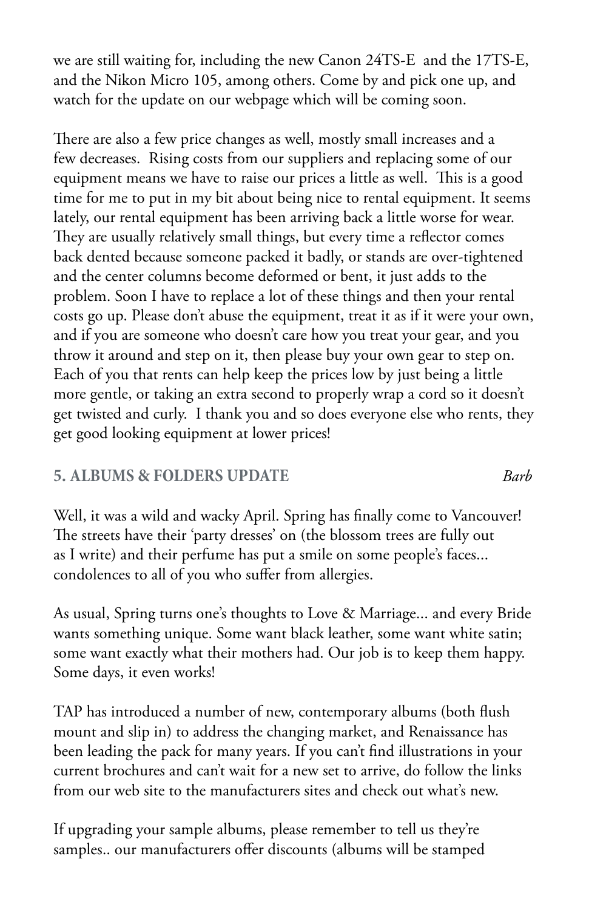we are still waiting for, including the new Canon 24TS-E and the 17TS-E, and the Nikon Micro 105, among others. Come by and pick one up, and watch for the update on our webpage which will be coming soon.

There are also a few price changes as well, mostly small increases and a few decreases. Rising costs from our suppliers and replacing some of our equipment means we have to raise our prices a little as well. This is a good time for me to put in my bit about being nice to rental equipment. It seems lately, our rental equipment has been arriving back a little worse for wear. They are usually relatively small things, but every time a reflector comes back dented because someone packed it badly, or stands are over-tightened and the center columns become deformed or bent, it just adds to the problem. Soon I have to replace a lot of these things and then your rental costs go up. Please don't abuse the equipment, treat it as if it were your own, and if you are someone who doesn't care how you treat your gear, and you throw it around and step on it, then please buy your own gear to step on. Each of you that rents can help keep the prices low by just being a little more gentle, or taking an extra second to properly wrap a cord so it doesn't get twisted and curly. I thank you and so does everyone else who rents, they get good looking equipment at lower prices!

## 5. ALBUMS & FOLDERS UPDATE *Barb*

Well, it was a wild and wacky April. Spring has finally come to Vancouver! The streets have their 'party dresses' on (the blossom trees are fully out as I write) and their perfume has put a smile on some people's faces... condolences to all of you who suffer from allergies.

As usual, Spring turns one's thoughts to Love & Marriage... and every Bride wants something unique. Some want black leather, some want white satin; some want exactly what their mothers had. Our job is to keep them happy. Some days, it even works!

TAP has introduced a number of new, contemporary albums (both flush mount and slip in) to address the changing market, and Renaissance has been leading the pack for many years. If you can't find illustrations in your current brochures and can't wait for a new set to arrive, do follow the links from our web site to the manufacturers sites and check out what's new.

If upgrading your sample albums, please remember to tell us they're samples.. our manufacturers offer discounts (albums will be stamped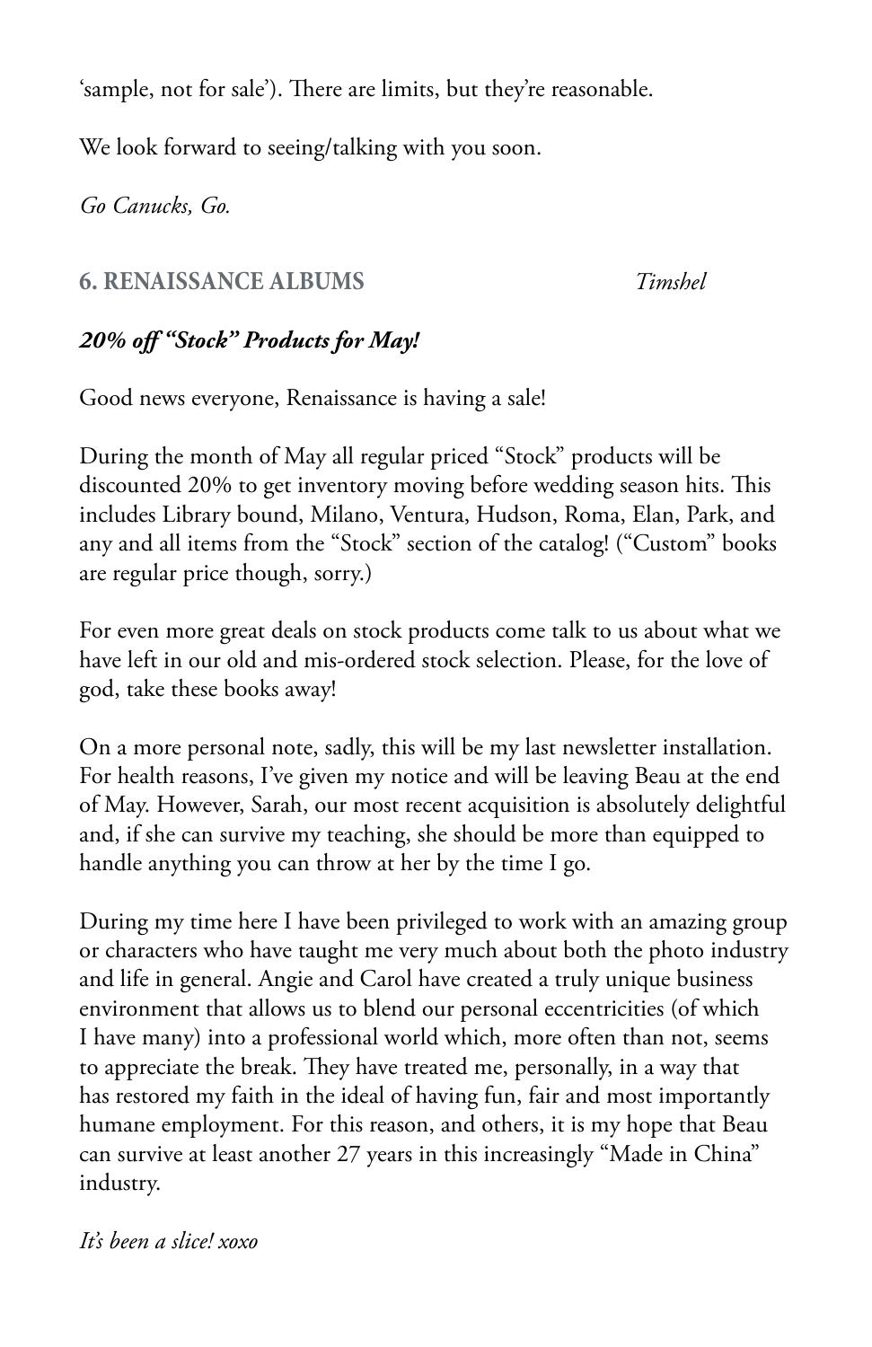'sample, not for sale'). There are limits, but they're reasonable.

We look forward to seeing/talking with you soon.

*Go Canucks, Go.*

## 6. RENAISSANCE ALBUMS *Timshel*

***20% off "Stock" Products for May!***

Good news everyone, Renaissance is having a sale!

During the month of May all regular priced "Stock" products will be discounted 20% to get inventory moving before wedding season hits. This includes Library bound, Milano, Ventura, Hudson, Roma, Elan, Park, and any and all items from the "Stock" section of the catalog! ("Custom" books are regular price though, sorry.)

For even more great deals on stock products come talk to us about what we have left in our old and mis-ordered stock selection. Please, for the love of god, take these books away!

On a more personal note, sadly, this will be my last newsletter installation. For health reasons, I've given my notice and will be leaving Beau at the end of May. However, Sarah, our most recent acquisition is absolutely delightful and, if she can survive my teaching, she should be more than equipped to handle anything you can throw at her by the time I go.

During my time here I have been privileged to work with an amazing group or characters who have taught me very much about both the photo industry and life in general. Angie and Carol have created a truly unique business environment that allows us to blend our personal eccentricities (of which I have many) into a professional world which, more often than not, seems to appreciate the break. They have treated me, personally, in a way that has restored my faith in the ideal of having fun, fair and most importantly humane employment. For this reason, and others, it is my hope that Beau can survive at least another 27 years in this increasingly "Made in China" industry.

*It's been a slice! xoxo*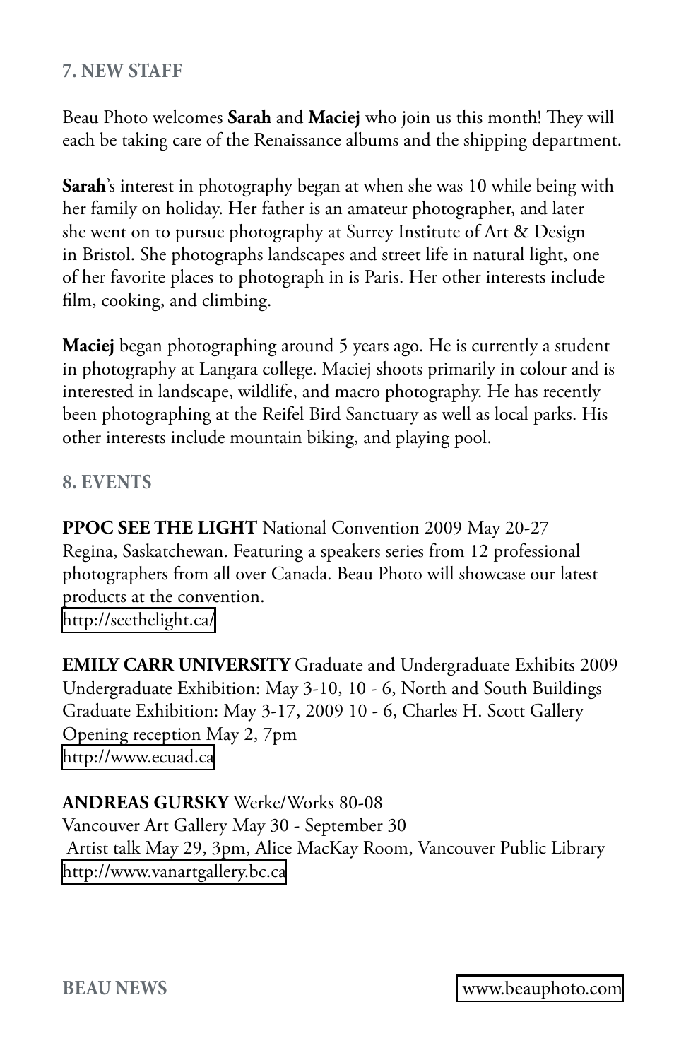## 7. NEW STAFF

Beau Photo welcomes **Sarah** and **Maciej** who join us this month! They will each be taking care of the Renaissance albums and the shipping department.

**Sarah**'s interest in photography began at when she was 10 while being with her family on holiday. Her father is an amateur photographer, and later she went on to pursue photography at Surrey Institute of Art & Design in Bristol. She photographs landscapes and street life in natural light, one of her favorite places to photograph in is Paris. Her other interests include film, cooking, and climbing.

**Maciej** began photographing around 5 years ago. He is currently a student in photography at Langara college. Maciej shoots primarily in colour and is interested in landscape, wildlife, and macro photography. He has recently been photographing at the Reifel Bird Sanctuary as well as local parks. His other interests include mountain biking, and playing pool.

## 8. EVENTS

**PPOC SEE THE LIGHT** National Convention 2009 May 20-27
Regina, Saskatchewan. Featuring a speakers series from 12 professional photographers from all over Canada. Beau Photo will showcase our latest products at the convention.
http://seethelight.ca/

**EMILY CARR UNIVERSITY** Graduate and Undergraduate Exhibits 2009
Undergraduate Exhibition: May 3-10, 10 - 6, North and South Buildings
Graduate Exhibition: May 3-17, 2009 10 - 6, Charles H. Scott Gallery
Opening reception May 2, 7pm
http://www.ecuad.ca

**ANDREAS GURSKY** Werke/Works 80-08
Vancouver Art Gallery May 30 - September 30
Artist talk May 29, 3pm, Alice MacKay Room, Vancouver Public Library
http://www.vanartgallery.bc.ca